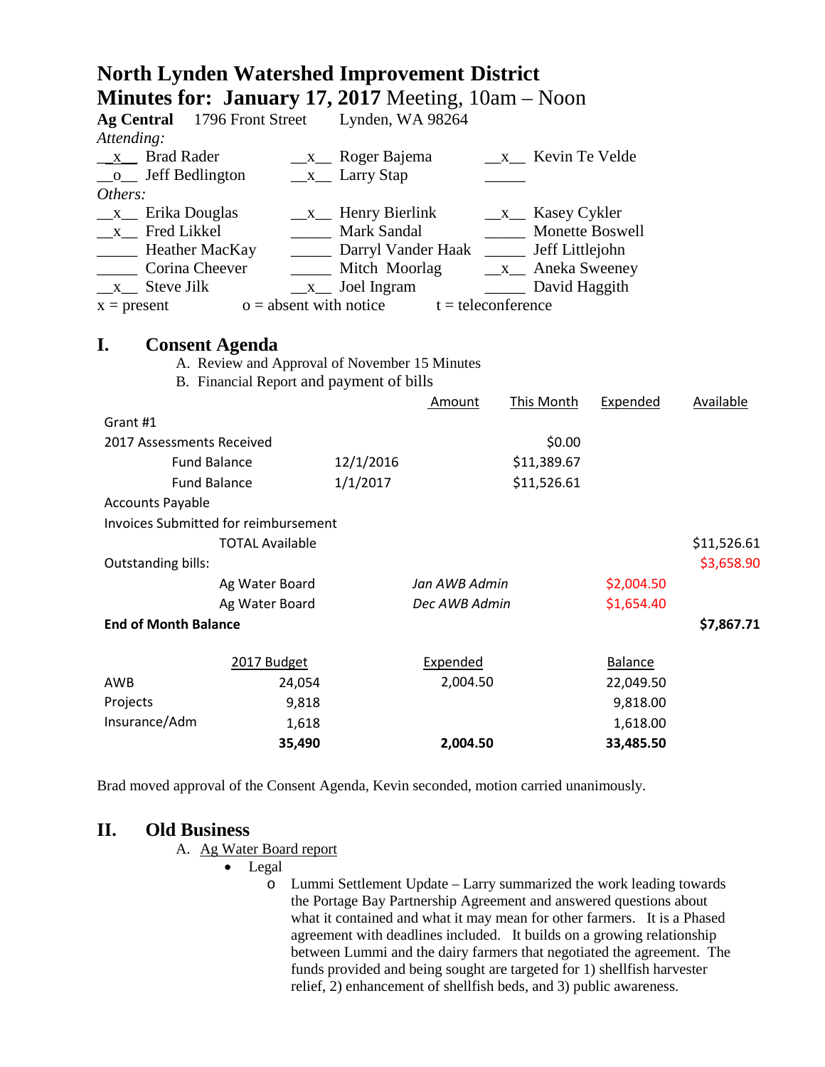# North Lynden Watershed Improvement District

## Minutes for: January 17, 2017 Meeting, 10am – Noon

**Ag Central** 1796 Front Street Lynden, WA 98264

*Attending:*

| | | |
|---|---|---|
| \_\_x\_\_ Brad Rader | \_\_x\_\_ Roger Bajema | \_\_x\_\_ Kevin Te Velde |
| \_\_o\_\_ Jeff Bedlington | \_\_x\_\_ Larry Stap | \_\_\_\_\_ |

*Others:*

| | | |
|---|---|---|
| \_\_x\_\_ Erika Douglas | \_\_x\_\_ Henry Bierlink | \_\_x\_\_ Kasey Cykler |
| \_\_x\_\_ Fred Likkel | \_\_\_\_\_ Mark Sandal | \_\_\_\_\_ Monette Boswell |
| \_\_\_\_\_ Heather MacKay | \_\_\_\_\_ Darryl Vander Haak | \_\_\_\_\_ Jeff Littlejohn |
| \_\_\_\_\_ Corina Cheever | \_\_\_\_\_ Mitch Moorlag | \_\_x\_\_ Aneka Sweeney |
| \_\_x\_\_ Steve Jilk | \_\_x\_\_ Joel Ingram | \_\_\_\_\_ David Haggith |

x = present o = absent with notice t = teleconference

## I. Consent Agenda

A. Review and Approval of November 15 Minutes

B. Financial Report and payment of bills

| | | Amount | This Month | Expended | Available |
|---|---|---|---|---|---|
| Grant #1 | | | | | |
| 2017 Assessments Received | | | $0.00 | | |
| Fund Balance | 12/1/2016 | | $11,389.67 | | |
| Fund Balance | 1/1/2017 | | $11,526.61 | | |
| Accounts Payable | | | | | |
| Invoices Submitted for reimbursement | | | | | |
| TOTAL Available | | | | | $11,526.61 |
| Outstanding bills: | | | | | $3,658.90 |
| Ag Water Board | | *Jan AWB Admin* | | $2,004.50 | |
| Ag Water Board | | *Dec AWB Admin* | | $1,654.40 | |
| **End of Month Balance** | | | | | **$7,867.71** |

| | 2017 Budget | Expended | Balance |
|---|---|---|---|
| AWB | 24,054 | 2,004.50 | 22,049.50 |
| Projects | 9,818 | | 9,818.00 |
| Insurance/Adm | 1,618 | | 1,618.00 |
| | **35,490** | **2,004.50** | **33,485.50** |

Brad moved approval of the Consent Agenda, Kevin seconded, motion carried unanimously.

## II. Old Business

A. Ag Water Board report

- Legal
  - Lummi Settlement Update – Larry summarized the work leading towards the Portage Bay Partnership Agreement and answered questions about what it contained and what it may mean for other farmers. It is a Phased agreement with deadlines included. It builds on a growing relationship between Lummi and the dairy farmers that negotiated the agreement. The funds provided and being sought are targeted for 1) shellfish harvester relief, 2) enhancement of shellfish beds, and 3) public awareness.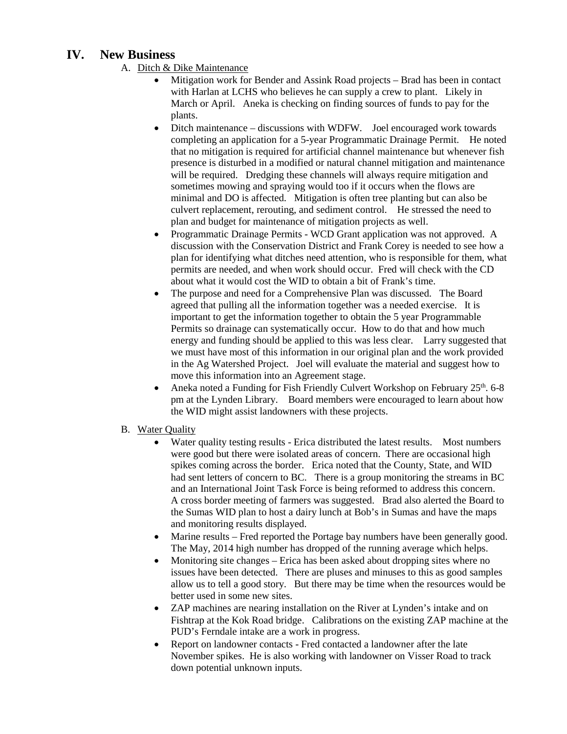## IV. New Business

A. Ditch & Dike Maintenance

- Mitigation work for Bender and Assink Road projects – Brad has been in contact with Harlan at LCHS who believes he can supply a crew to plant. Likely in March or April. Aneka is checking on finding sources of funds to pay for the plants.
- Ditch maintenance – discussions with WDFW. Joel encouraged work towards completing an application for a 5-year Programmatic Drainage Permit. He noted that no mitigation is required for artificial channel maintenance but whenever fish presence is disturbed in a modified or natural channel mitigation and maintenance will be required. Dredging these channels will always require mitigation and sometimes mowing and spraying would too if it occurs when the flows are minimal and DO is affected. Mitigation is often tree planting but can also be culvert replacement, rerouting, and sediment control. He stressed the need to plan and budget for maintenance of mitigation projects as well.
- Programmatic Drainage Permits - WCD Grant application was not approved. A discussion with the Conservation District and Frank Corey is needed to see how a plan for identifying what ditches need attention, who is responsible for them, what permits are needed, and when work should occur. Fred will check with the CD about what it would cost the WID to obtain a bit of Frank's time.
- The purpose and need for a Comprehensive Plan was discussed. The Board agreed that pulling all the information together was a needed exercise. It is important to get the information together to obtain the 5 year Programmable Permits so drainage can systematically occur. How to do that and how much energy and funding should be applied to this was less clear. Larry suggested that we must have most of this information in our original plan and the work provided in the Ag Watershed Project. Joel will evaluate the material and suggest how to move this information into an Agreement stage.
- Aneka noted a Funding for Fish Friendly Culvert Workshop on February 25th. 6-8 pm at the Lynden Library. Board members were encouraged to learn about how the WID might assist landowners with these projects.

B. Water Quality

- Water quality testing results - Erica distributed the latest results. Most numbers were good but there were isolated areas of concern. There are occasional high spikes coming across the border. Erica noted that the County, State, and WID had sent letters of concern to BC. There is a group monitoring the streams in BC and an International Joint Task Force is being reformed to address this concern. A cross border meeting of farmers was suggested. Brad also alerted the Board to the Sumas WID plan to host a dairy lunch at Bob's in Sumas and have the maps and monitoring results displayed.
- Marine results – Fred reported the Portage bay numbers have been generally good. The May, 2014 high number has dropped of the running average which helps.
- Monitoring site changes – Erica has been asked about dropping sites where no issues have been detected. There are pluses and minuses to this as good samples allow us to tell a good story. But there may be time when the resources would be better used in some new sites.
- ZAP machines are nearing installation on the River at Lynden's intake and on Fishtrap at the Kok Road bridge. Calibrations on the existing ZAP machine at the PUD's Ferndale intake are a work in progress.
- Report on landowner contacts - Fred contacted a landowner after the late November spikes. He is also working with landowner on Visser Road to track down potential unknown inputs.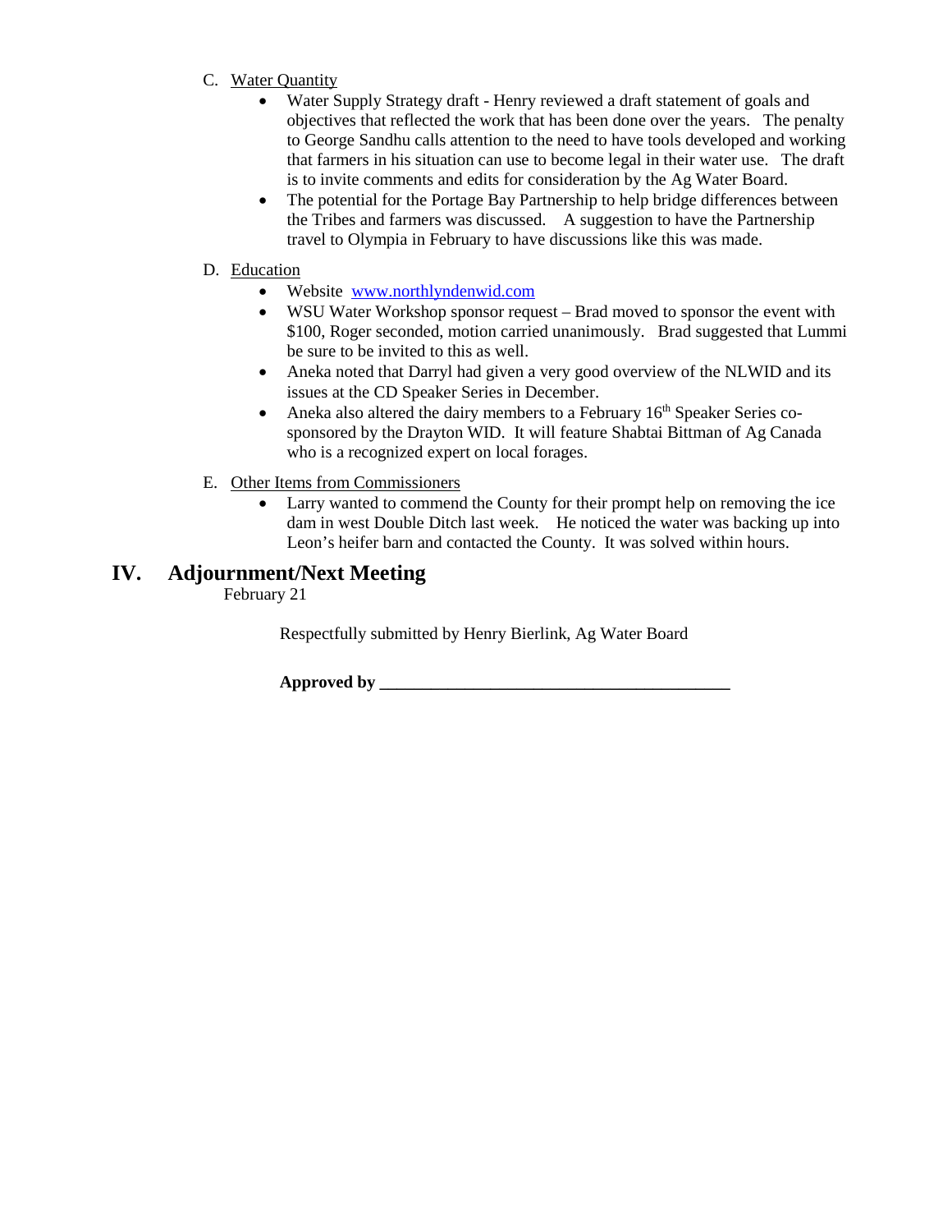C. Water Quantity

- Water Supply Strategy draft - Henry reviewed a draft statement of goals and objectives that reflected the work that has been done over the years. The penalty to George Sandhu calls attention to the need to have tools developed and working that farmers in his situation can use to become legal in their water use. The draft is to invite comments and edits for consideration by the Ag Water Board.
- The potential for the Portage Bay Partnership to help bridge differences between the Tribes and farmers was discussed. A suggestion to have the Partnership travel to Olympia in February to have discussions like this was made.

D. Education

- Website [www.northlyndenwid.com](http://www.northlyndenwid.com)
- WSU Water Workshop sponsor request – Brad moved to sponsor the event with $100, Roger seconded, motion carried unanimously. Brad suggested that Lummi be sure to be invited to this as well.
- Aneka noted that Darryl had given a very good overview of the NLWID and its issues at the CD Speaker Series in December.
- Aneka also altered the dairy members to a February 16th Speaker Series co-sponsored by the Drayton WID. It will feature Shabtai Bittman of Ag Canada who is a recognized expert on local forages.

E. Other Items from Commissioners

- Larry wanted to commend the County for their prompt help on removing the ice dam in west Double Ditch last week. He noticed the water was backing up into Leon's heifer barn and contacted the County. It was solved within hours.

## IV. Adjournment/Next Meeting

February 21

Respectfully submitted by Henry Bierlink, Ag Water Board

**Approved by \_\_\_\_\_\_\_\_\_\_\_\_\_\_\_\_\_\_\_\_\_\_\_\_\_\_\_\_\_\_\_\_\_\_\_\_\_\_\_\_**